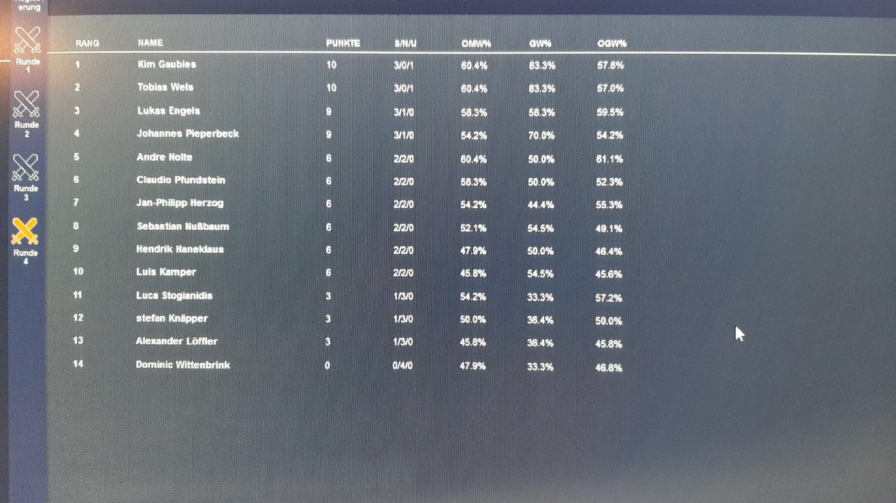Runde 1

Runde 2

Runde 3

Runde 4

| RANG | NAME | PUNKTE | S/N/U | OMW% | GW% | OGW% |
|---|---|---|---|---|---|---|
| 1 | Kim Gaubles | 10 | 3/0/1 | 60.4% | 83.3% | 57.8% |
| 2 | Tobias Wels | 10 | 3/0/1 | 60.4% | 83.3% | 57.0% |
| 3 | Lukas Engels | 9 | 3/1/0 | 58.3% | 58.3% | 59.5% |
| 4 | Johannes Pieperbeck | 9 | 3/1/0 | 54.2% | 70.0% | 54.2% |
| 5 | Andre Nolte | 6 | 2/2/0 | 60.4% | 50.0% | 61.1% |
| 6 | Claudio Pfundstein | 6 | 2/2/0 | 58.3% | 50.0% | 52.3% |
| 7 | Jan-Philipp Herzog | 6 | 2/2/0 | 54.2% | 44.4% | 55.3% |
| 8 | Sebastian Nußbaum | 6 | 2/2/0 | 52.1% | 54.5% | 49.1% |
| 9 | Hendrik Haneklaus | 6 | 2/2/0 | 47.9% | 50.0% | 46.4% |
| 10 | Luis Kamper | 6 | 2/2/0 | 45.8% | 54.5% | 45.6% |
| 11 | Luca Stogianidis | 3 | 1/3/0 | 54.2% | 33.3% | 57.2% |
| 12 | stefan Knäpper | 3 | 1/3/0 | 50.0% | 36.4% | 50.0% |
| 13 | Alexander Löffler | 3 | 1/3/0 | 45.8% | 36.4% | 45.8% |
| 14 | Dominic Wittenbrink | 0 | 0/4/0 | 47.9% | 33.3% | 46.8% |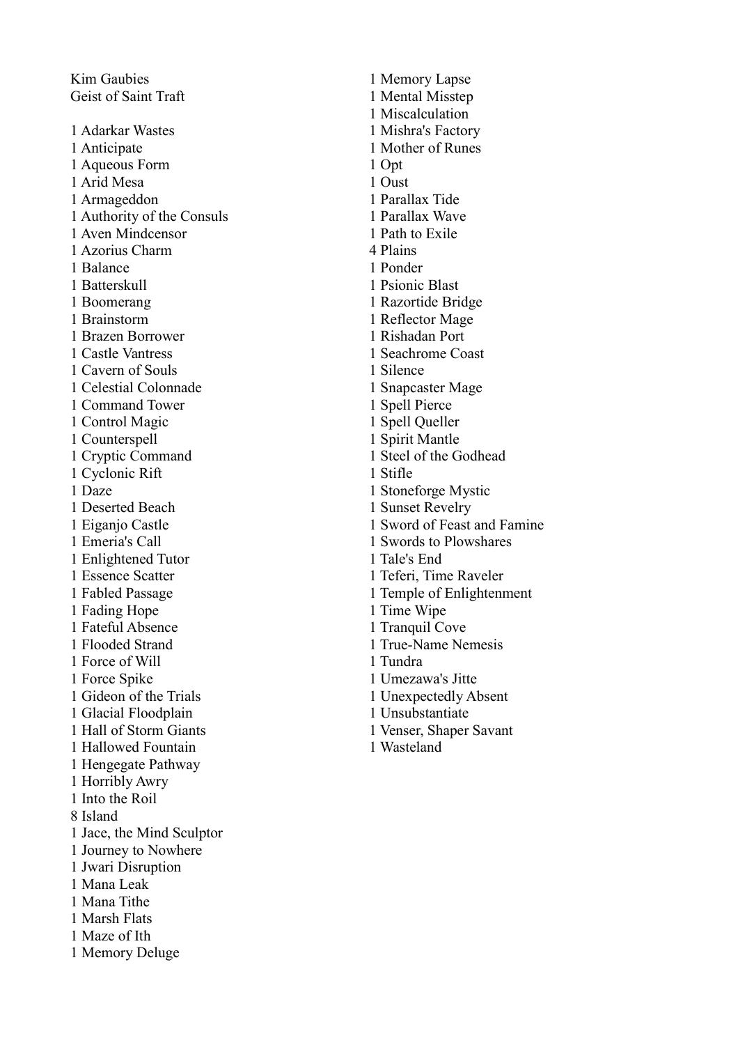Kim Gaubies
Geist of Saint Traft

1 Adarkar Wastes
1 Anticipate
1 Aqueous Form
1 Arid Mesa
1 Armageddon
1 Authority of the Consuls
1 Aven Mindcensor
1 Azorius Charm
1 Balance
1 Batterskull
1 Boomerang
1 Brainstorm
1 Brazen Borrower
1 Castle Vantress
1 Cavern of Souls
1 Celestial Colonnade
1 Command Tower
1 Control Magic
1 Counterspell
1 Cryptic Command
1 Cyclonic Rift
1 Daze
1 Deserted Beach
1 Eiganjo Castle
1 Emeria's Call
1 Enlightened Tutor
1 Essence Scatter
1 Fabled Passage
1 Fading Hope
1 Fateful Absence
1 Flooded Strand
1 Force of Will
1 Force Spike
1 Gideon of the Trials
1 Glacial Floodplain
1 Hall of Storm Giants
1 Hallowed Fountain
1 Hengegate Pathway
1 Horribly Awry
1 Into the Roil
8 Island
1 Jace, the Mind Sculptor
1 Journey to Nowhere
1 Jwari Disruption
1 Mana Leak
1 Mana Tithe
1 Marsh Flats
1 Maze of Ith
1 Memory Deluge
1 Memory Lapse
1 Mental Misstep
1 Miscalculation
1 Mishra's Factory
1 Mother of Runes
1 Opt
1 Oust
1 Parallax Tide
1 Parallax Wave
1 Path to Exile
4 Plains
1 Ponder
1 Psionic Blast
1 Razortide Bridge
1 Reflector Mage
1 Rishadan Port
1 Seachrome Coast
1 Silence
1 Snapcaster Mage
1 Spell Pierce
1 Spell Queller
1 Spirit Mantle
1 Steel of the Godhead
1 Stifle
1 Stoneforge Mystic
1 Sunset Revelry
1 Sword of Feast and Famine
1 Swords to Plowshares
1 Tale's End
1 Teferi, Time Raveler
1 Temple of Enlightenment
1 Time Wipe
1 Tranquil Cove
1 True-Name Nemesis
1 Tundra
1 Umezawa's Jitte
1 Unexpectedly Absent
1 Unsubstantiate
1 Venser, Shaper Savant
1 Wasteland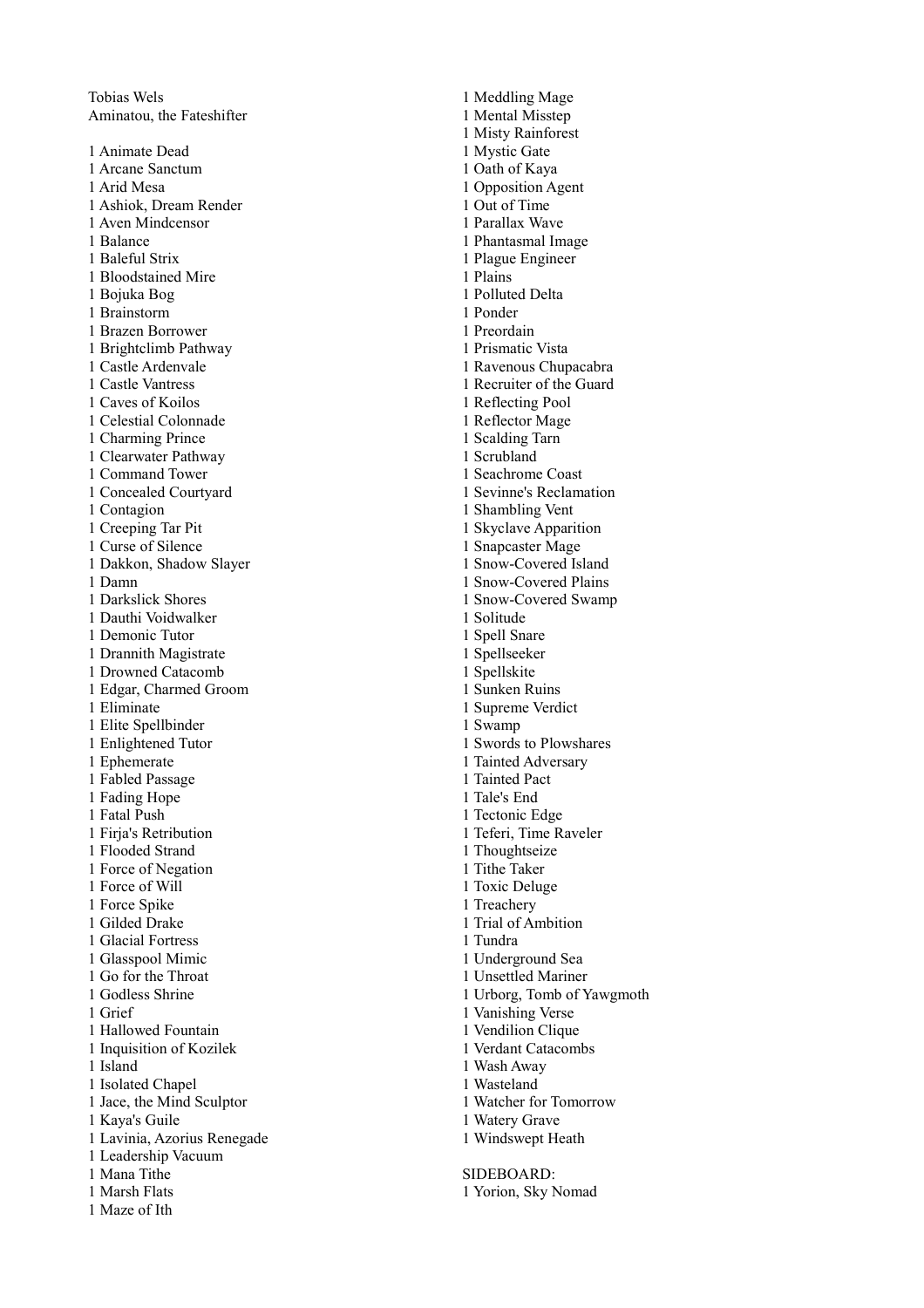Tobias Wels
Aminatou, the Fateshifter

1 Animate Dead
1 Arcane Sanctum
1 Arid Mesa
1 Ashiok, Dream Render
1 Aven Mindcensor
1 Balance
1 Baleful Strix
1 Bloodstained Mire
1 Bojuka Bog
1 Brainstorm
1 Brazen Borrower
1 Brightclimb Pathway
1 Castle Ardenvale
1 Castle Vantress
1 Caves of Koilos
1 Celestial Colonnade
1 Charming Prince
1 Clearwater Pathway
1 Command Tower
1 Concealed Courtyard
1 Contagion
1 Creeping Tar Pit
1 Curse of Silence
1 Dakkon, Shadow Slayer
1 Damn
1 Darkslick Shores
1 Dauthi Voidwalker
1 Demonic Tutor
1 Drannith Magistrate
1 Drowned Catacomb
1 Edgar, Charmed Groom
1 Eliminate
1 Elite Spellbinder
1 Enlightened Tutor
1 Ephemerate
1 Fabled Passage
1 Fading Hope
1 Fatal Push
1 Firja's Retribution
1 Flooded Strand
1 Force of Negation
1 Force of Will
1 Force Spike
1 Gilded Drake
1 Glacial Fortress
1 Glasspool Mimic
1 Go for the Throat
1 Godless Shrine
1 Grief
1 Hallowed Fountain
1 Inquisition of Kozilek
1 Island
1 Isolated Chapel
1 Jace, the Mind Sculptor
1 Kaya's Guile
1 Lavinia, Azorius Renegade
1 Leadership Vacuum
1 Mana Tithe
1 Marsh Flats
1 Maze of Ith
1 Meddling Mage
1 Mental Misstep
1 Misty Rainforest
1 Mystic Gate
1 Oath of Kaya
1 Opposition Agent
1 Out of Time
1 Parallax Wave
1 Phantasmal Image
1 Plague Engineer
1 Plains
1 Polluted Delta
1 Ponder
1 Preordain
1 Prismatic Vista
1 Ravenous Chupacabra
1 Recruiter of the Guard
1 Reflecting Pool
1 Reflector Mage
1 Scalding Tarn
1 Scrubland
1 Seachrome Coast
1 Sevinne's Reclamation
1 Shambling Vent
1 Skyclave Apparition
1 Snapcaster Mage
1 Snow-Covered Island
1 Snow-Covered Plains
1 Snow-Covered Swamp
1 Solitude
1 Spell Snare
1 Spellseeker
1 Spellskite
1 Sunken Ruins
1 Supreme Verdict
1 Swamp
1 Swords to Plowshares
1 Tainted Adversary
1 Tainted Pact
1 Tale's End
1 Tectonic Edge
1 Teferi, Time Raveler
1 Thoughtseize
1 Tithe Taker
1 Toxic Deluge
1 Treachery
1 Trial of Ambition
1 Tundra
1 Underground Sea
1 Unsettled Mariner
1 Urborg, Tomb of Yawgmoth
1 Vanishing Verse
1 Vendilion Clique
1 Verdant Catacombs
1 Wash Away
1 Wasteland
1 Watcher for Tomorrow
1 Watery Grave
1 Windswept Heath

SIDEBOARD:
1 Yorion, Sky Nomad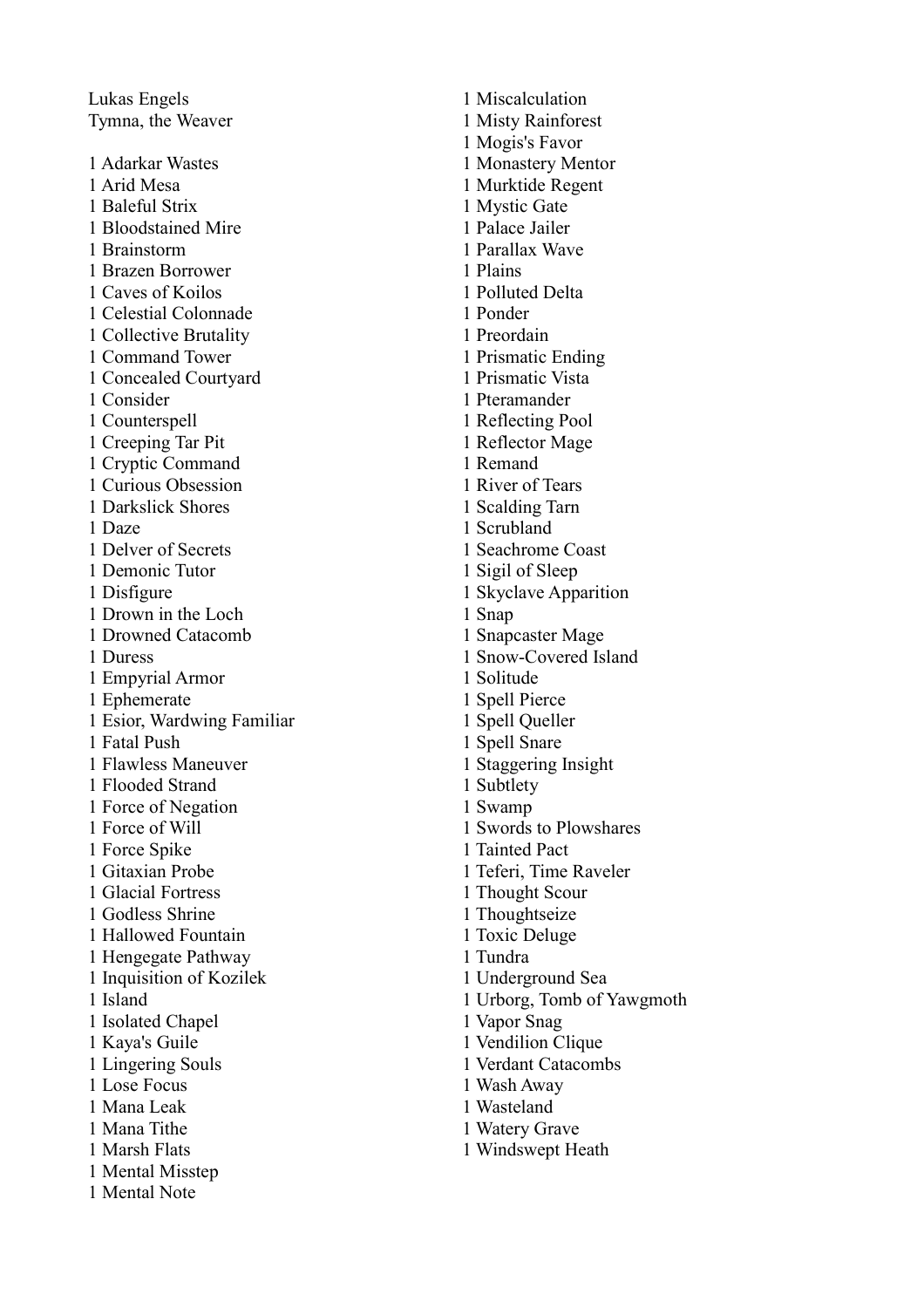Lukas Engels
Tymna, the Weaver

1 Adarkar Wastes
1 Arid Mesa
1 Baleful Strix
1 Bloodstained Mire
1 Brainstorm
1 Brazen Borrower
1 Caves of Koilos
1 Celestial Colonnade
1 Collective Brutality
1 Command Tower
1 Concealed Courtyard
1 Consider
1 Counterspell
1 Creeping Tar Pit
1 Cryptic Command
1 Curious Obsession
1 Darkslick Shores
1 Daze
1 Delver of Secrets
1 Demonic Tutor
1 Disfigure
1 Drown in the Loch
1 Drowned Catacomb
1 Duress
1 Empyrial Armor
1 Ephemerate
1 Esior, Wardwing Familiar
1 Fatal Push
1 Flawless Maneuver
1 Flooded Strand
1 Force of Negation
1 Force of Will
1 Force Spike
1 Gitaxian Probe
1 Glacial Fortress
1 Godless Shrine
1 Hallowed Fountain
1 Hengegate Pathway
1 Inquisition of Kozilek
1 Island
1 Isolated Chapel
1 Kaya's Guile
1 Lingering Souls
1 Lose Focus
1 Mana Leak
1 Mana Tithe
1 Marsh Flats
1 Mental Misstep
1 Mental Note
1 Miscalculation
1 Misty Rainforest
1 Mogis's Favor
1 Monastery Mentor
1 Murktide Regent
1 Mystic Gate
1 Palace Jailer
1 Parallax Wave
1 Plains
1 Polluted Delta
1 Ponder
1 Preordain
1 Prismatic Ending
1 Prismatic Vista
1 Pteramander
1 Reflecting Pool
1 Reflector Mage
1 Remand
1 River of Tears
1 Scalding Tarn
1 Scrubland
1 Seachrome Coast
1 Sigil of Sleep
1 Skyclave Apparition
1 Snap
1 Snapcaster Mage
1 Snow-Covered Island
1 Solitude
1 Spell Pierce
1 Spell Queller
1 Spell Snare
1 Staggering Insight
1 Subtlety
1 Swamp
1 Swords to Plowshares
1 Tainted Pact
1 Teferi, Time Raveler
1 Thought Scour
1 Thoughtseize
1 Toxic Deluge
1 Tundra
1 Underground Sea
1 Urborg, Tomb of Yawgmoth
1 Vapor Snag
1 Vendilion Clique
1 Verdant Catacombs
1 Wash Away
1 Wasteland
1 Watery Grave
1 Windswept Heath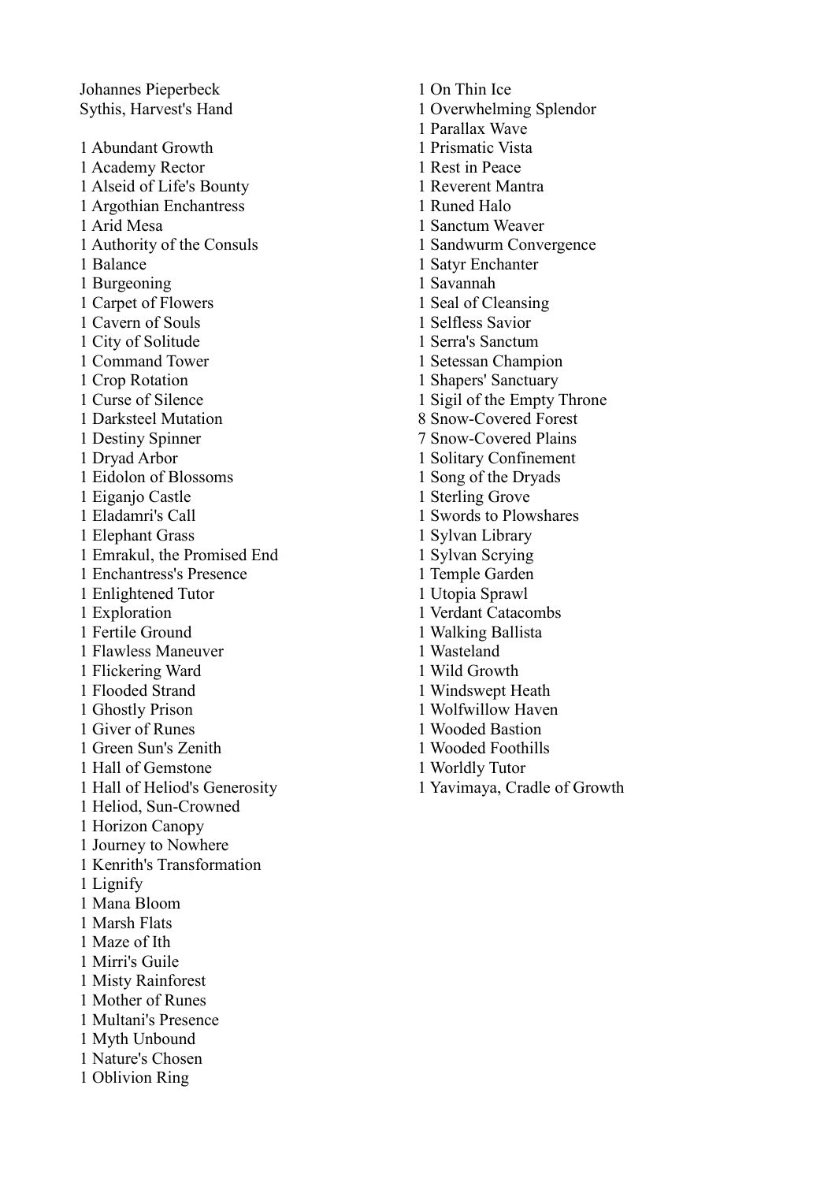Johannes Pieperbeck
Sythis, Harvest's Hand

1 Abundant Growth
1 Academy Rector
1 Alseid of Life's Bounty
1 Argothian Enchantress
1 Arid Mesa
1 Authority of the Consuls
1 Balance
1 Burgeoning
1 Carpet of Flowers
1 Cavern of Souls
1 City of Solitude
1 Command Tower
1 Crop Rotation
1 Curse of Silence
1 Darksteel Mutation
1 Destiny Spinner
1 Dryad Arbor
1 Eidolon of Blossoms
1 Eiganjo Castle
1 Eladamri's Call
1 Elephant Grass
1 Emrakul, the Promised End
1 Enchantress's Presence
1 Enlightened Tutor
1 Exploration
1 Fertile Ground
1 Flawless Maneuver
1 Flickering Ward
1 Flooded Strand
1 Ghostly Prison
1 Giver of Runes
1 Green Sun's Zenith
1 Hall of Gemstone
1 Hall of Heliod's Generosity
1 Heliod, Sun-Crowned
1 Horizon Canopy
1 Journey to Nowhere
1 Kenrith's Transformation
1 Lignify
1 Mana Bloom
1 Marsh Flats
1 Maze of Ith
1 Mirri's Guile
1 Misty Rainforest
1 Mother of Runes
1 Multani's Presence
1 Myth Unbound
1 Nature's Chosen
1 Oblivion Ring
1 On Thin Ice
1 Overwhelming Splendor
1 Parallax Wave
1 Prismatic Vista
1 Rest in Peace
1 Reverent Mantra
1 Runed Halo
1 Sanctum Weaver
1 Sandwurm Convergence
1 Satyr Enchanter
1 Savannah
1 Seal of Cleansing
1 Selfless Savior
1 Serra's Sanctum
1 Setessan Champion
1 Shapers' Sanctuary
1 Sigil of the Empty Throne
8 Snow-Covered Forest
7 Snow-Covered Plains
1 Solitary Confinement
1 Song of the Dryads
1 Sterling Grove
1 Swords to Plowshares
1 Sylvan Library
1 Sylvan Scrying
1 Temple Garden
1 Utopia Sprawl
1 Verdant Catacombs
1 Walking Ballista
1 Wasteland
1 Wild Growth
1 Windswept Heath
1 Wolfwillow Haven
1 Wooded Bastion
1 Wooded Foothills
1 Worldly Tutor
1 Yavimaya, Cradle of Growth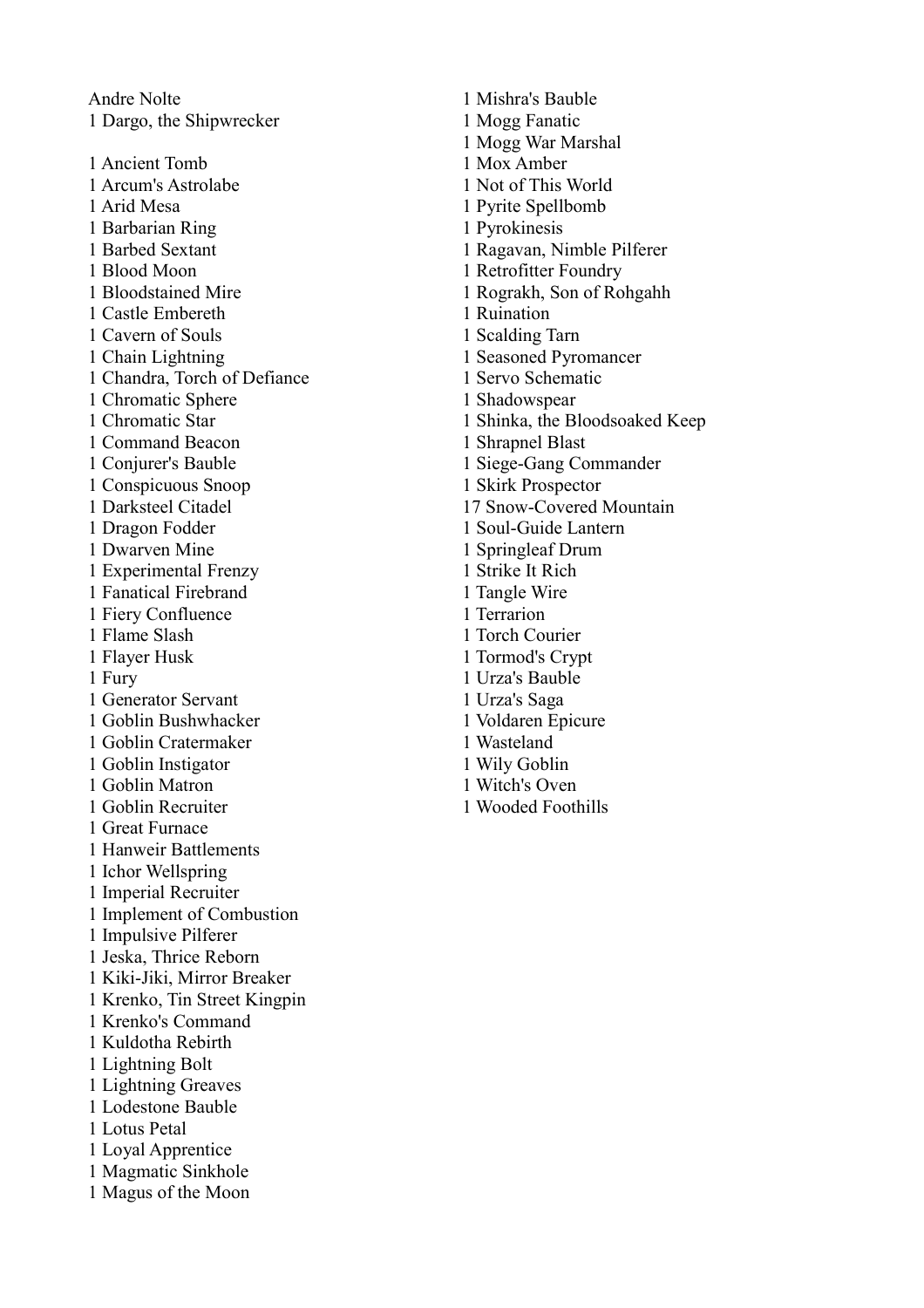Andre Nolte

1 Dargo, the Shipwrecker

1 Ancient Tomb
1 Arcum's Astrolabe
1 Arid Mesa
1 Barbarian Ring
1 Barbed Sextant
1 Blood Moon
1 Bloodstained Mire
1 Castle Embereth
1 Cavern of Souls
1 Chain Lightning
1 Chandra, Torch of Defiance
1 Chromatic Sphere
1 Chromatic Star
1 Command Beacon
1 Conjurer's Bauble
1 Conspicuous Snoop
1 Darksteel Citadel
1 Dragon Fodder
1 Dwarven Mine
1 Experimental Frenzy
1 Fanatical Firebrand
1 Fiery Confluence
1 Flame Slash
1 Flayer Husk
1 Fury
1 Generator Servant
1 Goblin Bushwhacker
1 Goblin Cratermaker
1 Goblin Instigator
1 Goblin Matron
1 Goblin Recruiter
1 Great Furnace
1 Hanweir Battlements
1 Ichor Wellspring
1 Imperial Recruiter
1 Implement of Combustion
1 Impulsive Pilferer
1 Jeska, Thrice Reborn
1 Kiki-Jiki, Mirror Breaker
1 Krenko, Tin Street Kingpin
1 Krenko's Command
1 Kuldotha Rebirth
1 Lightning Bolt
1 Lightning Greaves
1 Lodestone Bauble
1 Lotus Petal
1 Loyal Apprentice
1 Magmatic Sinkhole
1 Magus of the Moon
1 Mishra's Bauble
1 Mogg Fanatic
1 Mogg War Marshal
1 Mox Amber
1 Not of This World
1 Pyrite Spellbomb
1 Pyrokinesis
1 Ragavan, Nimble Pilferer
1 Retrofitter Foundry
1 Rograkh, Son of Rohgahh
1 Ruination
1 Scalding Tarn
1 Seasoned Pyromancer
1 Servo Schematic
1 Shadowspear
1 Shinka, the Bloodsoaked Keep
1 Shrapnel Blast
1 Siege-Gang Commander
1 Skirk Prospector
17 Snow-Covered Mountain
1 Soul-Guide Lantern
1 Springleaf Drum
1 Strike It Rich
1 Tangle Wire
1 Terrarion
1 Torch Courier
1 Tormod's Crypt
1 Urza's Bauble
1 Urza's Saga
1 Voldaren Epicure
1 Wasteland
1 Wily Goblin
1 Witch's Oven
1 Wooded Foothills